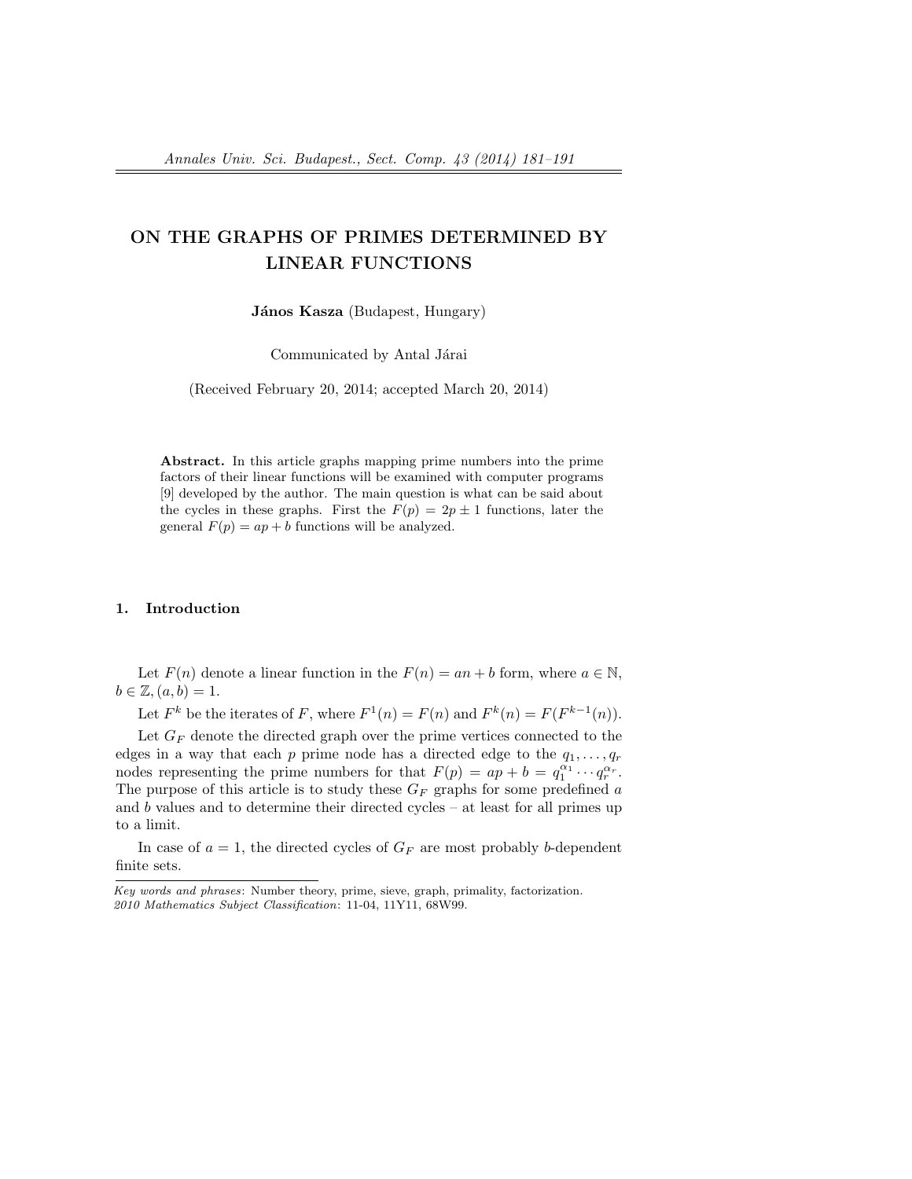# ON THE GRAPHS OF PRIMES DETERMINED BY LINEAR FUNCTIONS

**János Kasza** (Budapest, Hungary)

Communicated by Antal Járai

(Received February 20, 2014; accepted March 20, 2014)

**Abstract.** In this article graphs mapping prime numbers into the prime factors of their linear functions will be examined with computer programs [9] developed by the author. The main question is what can be said about the cycles in these graphs. First the $F(p) = 2p \pm 1$ functions, later the general $F(p) = ap + b$ functions will be analyzed.

## 1. Introduction

Let $F(n)$ denote a linear function in the $F(n) = an + b$ form, where $a \in \mathbb{N}$, $b \in \mathbb{Z}, (a, b) = 1$.

Let $F^k$ be the iterates of $F$, where $F^1(n) = F(n)$ and $F^k(n) = F(F^{k-1}(n))$.

Let $G_F$ denote the directed graph over the prime vertices connected to the edges in a way that each $p$ prime node has a directed edge to the $q_1, \ldots, q_r$ nodes representing the prime numbers for that $F(p) = ap + b = q_1^{\alpha_1} \cdots q_r^{\alpha_r}$. The purpose of this article is to study these $G_F$ graphs for some predefined $a$ and $b$ values and to determine their directed cycles – at least for all primes up to a limit.

In case of $a = 1$, the directed cycles of $G_F$ are most probably $b$-dependent finite sets.

---

*Key words and phrases*: Number theory, prime, sieve, graph, primality, factorization.
*2010 Mathematics Subject Classification*: 11-04, 11Y11, 68W99.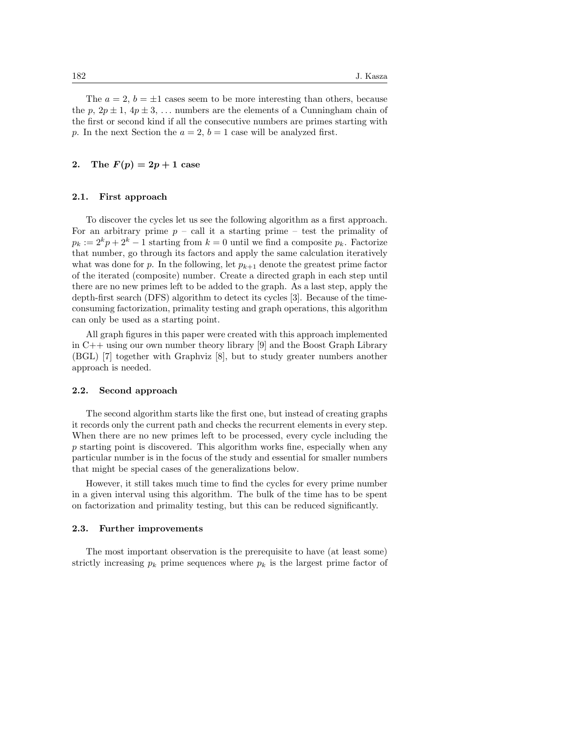The $a = 2$, $b = \pm 1$ cases seem to be more interesting than others, because the $p$, $2p \pm 1$, $4p \pm 3$, ... numbers are the elements of a Cunningham chain of the first or second kind if all the consecutive numbers are primes starting with $p$. In the next Section the $a = 2$, $b = 1$ case will be analyzed first.

## 2. The $F(p) = 2p + 1$ case

### 2.1. First approach

To discover the cycles let us see the following algorithm as a first approach. For an arbitrary prime $p$ – call it a starting prime – test the primality of $p_k := 2^k p + 2^k - 1$ starting from $k = 0$ until we find a composite $p_k$. Factorize that number, go through its factors and apply the same calculation iteratively what was done for $p$. In the following, let $p_{k+1}$ denote the greatest prime factor of the iterated (composite) number. Create a directed graph in each step until there are no new primes left to be added to the graph. As a last step, apply the depth-first search (DFS) algorithm to detect its cycles [3]. Because of the time-consuming factorization, primality testing and graph operations, this algorithm can only be used as a starting point.

All graph figures in this paper were created with this approach implemented in C++ using our own number theory library [9] and the Boost Graph Library (BGL) [7] together with Graphviz [8], but to study greater numbers another approach is needed.

### 2.2. Second approach

The second algorithm starts like the first one, but instead of creating graphs it records only the current path and checks the recurrent elements in every step. When there are no new primes left to be processed, every cycle including the $p$ starting point is discovered. This algorithm works fine, especially when any particular number is in the focus of the study and essential for smaller numbers that might be special cases of the generalizations below.

However, it still takes much time to find the cycles for every prime number in a given interval using this algorithm. The bulk of the time has to be spent on factorization and primality testing, but this can be reduced significantly.

### 2.3. Further improvements

The most important observation is the prerequisite to have (at least some) strictly increasing $p_k$ prime sequences where $p_k$ is the largest prime factor of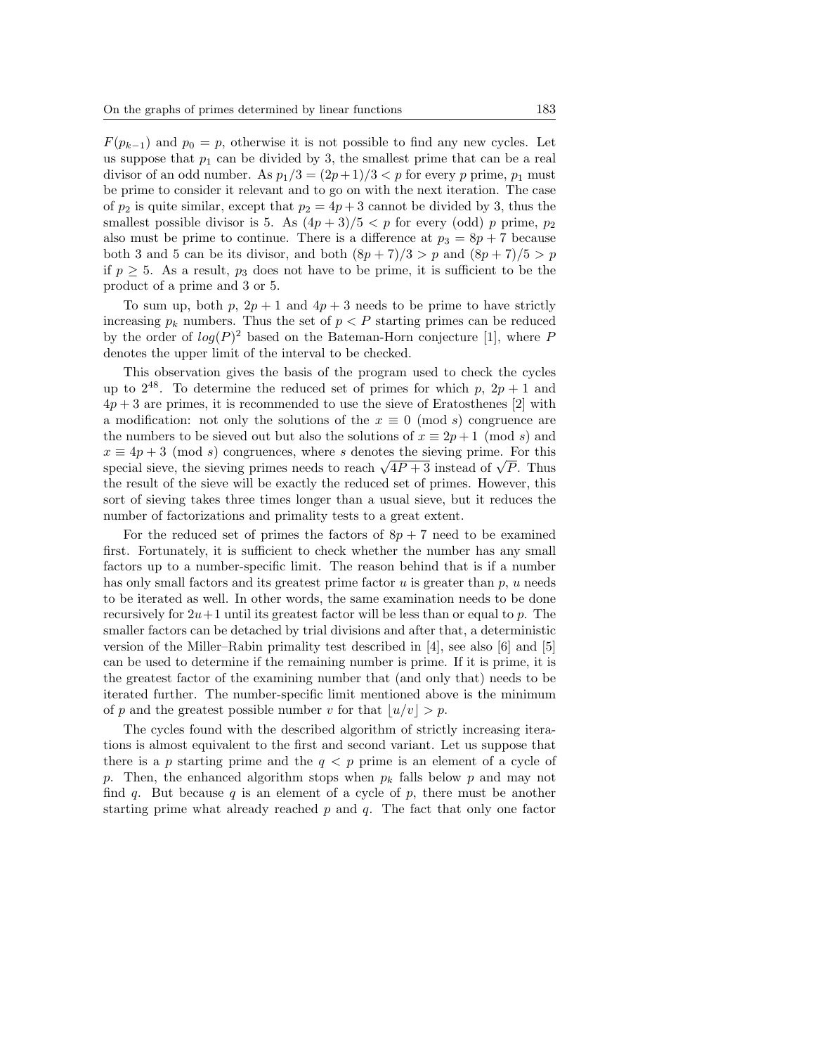$F(p_{k-1})$ and $p_0 = p$, otherwise it is not possible to find any new cycles. Let us suppose that $p_1$ can be divided by 3, the smallest prime that can be a real divisor of an odd number. As $p_1/3 = (2p+1)/3 < p$ for every $p$ prime, $p_1$ must be prime to consider it relevant and to go on with the next iteration. The case of $p_2$ is quite similar, except that $p_2 = 4p+3$ cannot be divided by 3, thus the smallest possible divisor is 5. As $(4p+3)/5 < p$ for every (odd) $p$ prime, $p_2$ also must be prime to continue. There is a difference at $p_3 = 8p+7$ because both 3 and 5 can be its divisor, and both $(8p+7)/3 > p$ and $(8p+7)/5 > p$ if $p \geq 5$. As a result, $p_3$ does not have to be prime, it is sufficient to be the product of a prime and 3 or 5.

To sum up, both $p$, $2p+1$ and $4p+3$ needs to be prime to have strictly increasing $p_k$ numbers. Thus the set of $p < P$ starting primes can be reduced by the order of $log(P)^2$ based on the Bateman-Horn conjecture [1], where $P$ denotes the upper limit of the interval to be checked.

This observation gives the basis of the program used to check the cycles up to $2^{48}$. To determine the reduced set of primes for which $p$, $2p+1$ and $4p+3$ are primes, it is recommended to use the sieve of Eratosthenes [2] with a modification: not only the solutions of the $x \equiv 0 \pmod{s}$ congruence are the numbers to be sieved out but also the solutions of $x \equiv 2p+1 \pmod{s}$ and $x \equiv 4p+3 \pmod{s}$ congruences, where $s$ denotes the sieving prime. For this special sieve, the sieving primes needs to reach $\sqrt{4P+3}$ instead of $\sqrt{P}$. Thus the result of the sieve will be exactly the reduced set of primes. However, this sort of sieving takes three times longer than a usual sieve, but it reduces the number of factorizations and primality tests to a great extent.

For the reduced set of primes the factors of $8p+7$ need to be examined first. Fortunately, it is sufficient to check whether the number has any small factors up to a number-specific limit. The reason behind that is if a number has only small factors and its greatest prime factor $u$ is greater than $p$, $u$ needs to be iterated as well. In other words, the same examination needs to be done recursively for $2u+1$ until its greatest factor will be less than or equal to $p$. The smaller factors can be detached by trial divisions and after that, a deterministic version of the Miller–Rabin primality test described in [4], see also [6] and [5] can be used to determine if the remaining number is prime. If it is prime, it is the greatest factor of the examining number that (and only that) needs to be iterated further. The number-specific limit mentioned above is the minimum of $p$ and the greatest possible number $v$ for that $\lfloor u/v \rfloor > p$.

The cycles found with the described algorithm of strictly increasing iterations is almost equivalent to the first and second variant. Let us suppose that there is a $p$ starting prime and the $q < p$ prime is an element of a cycle of $p$. Then, the enhanced algorithm stops when $p_k$ falls below $p$ and may not find $q$. But because $q$ is an element of a cycle of $p$, there must be another starting prime what already reached $p$ and $q$. The fact that only one factor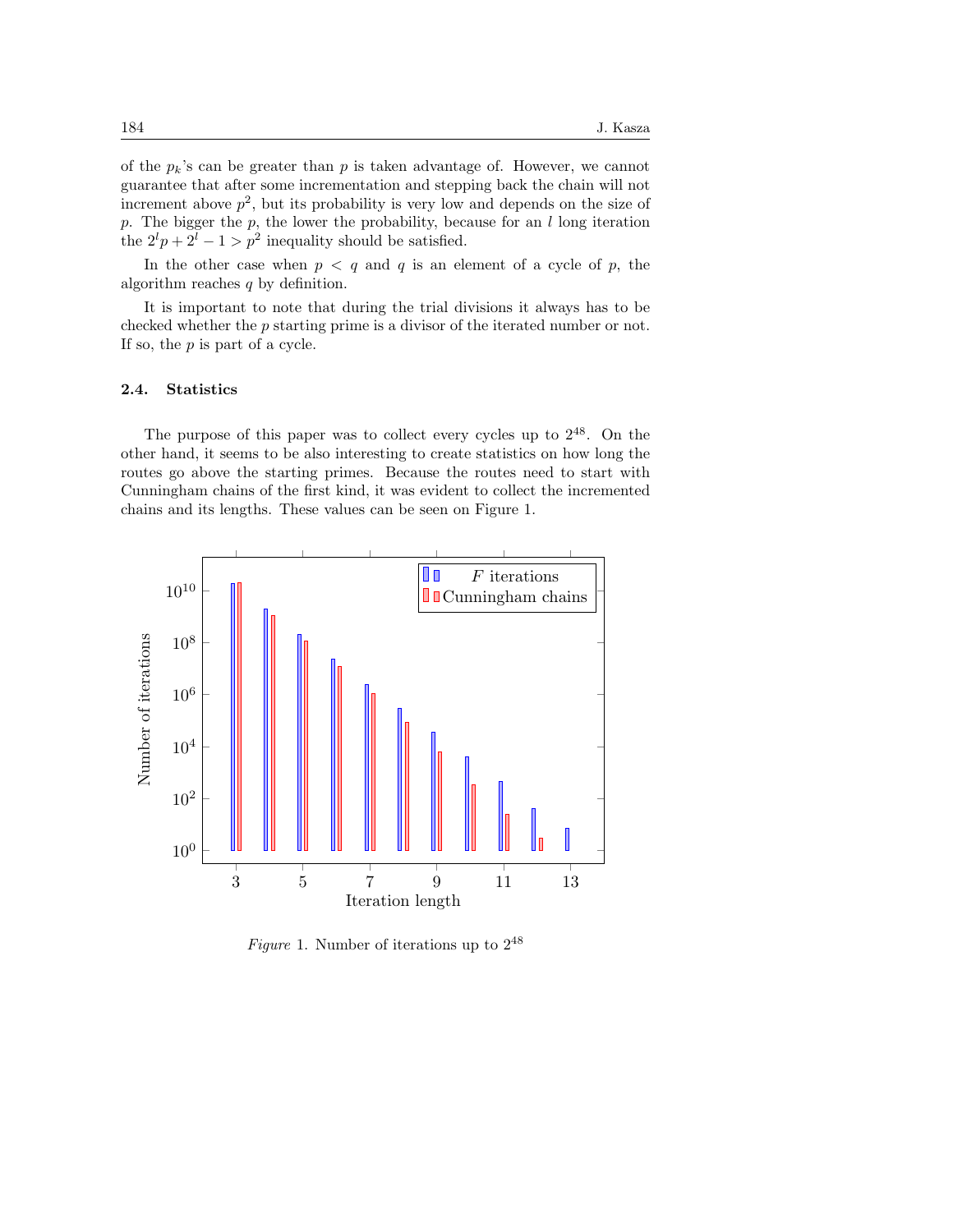of the $p_k$'s can be greater than $p$ is taken advantage of. However, we cannot guarantee that after some incrementation and stepping back the chain will not increment above $p^2$, but its probability is very low and depends on the size of $p$. The bigger the $p$, the lower the probability, because for an $l$ long iteration the $2^l p + 2^l - 1 > p^2$ inequality should be satisfied.

In the other case when $p < q$ and $q$ is an element of a cycle of $p$, the algorithm reaches $q$ by definition.

It is important to note that during the trial divisions it always has to be checked whether the $p$ starting prime is a divisor of the iterated number or not. If so, the $p$ is part of a cycle.

### 2.4. Statistics

The purpose of this paper was to collect every cycles up to $2^{48}$. On the other hand, it seems to be also interesting to create statistics on how long the routes go above the starting primes. Because the routes need to start with Cunningham chains of the first kind, it was evident to collect the incremented chains and its lengths. These values can be seen on Figure 1.

*Figure* 1. Number of iterations up to $2^{48}$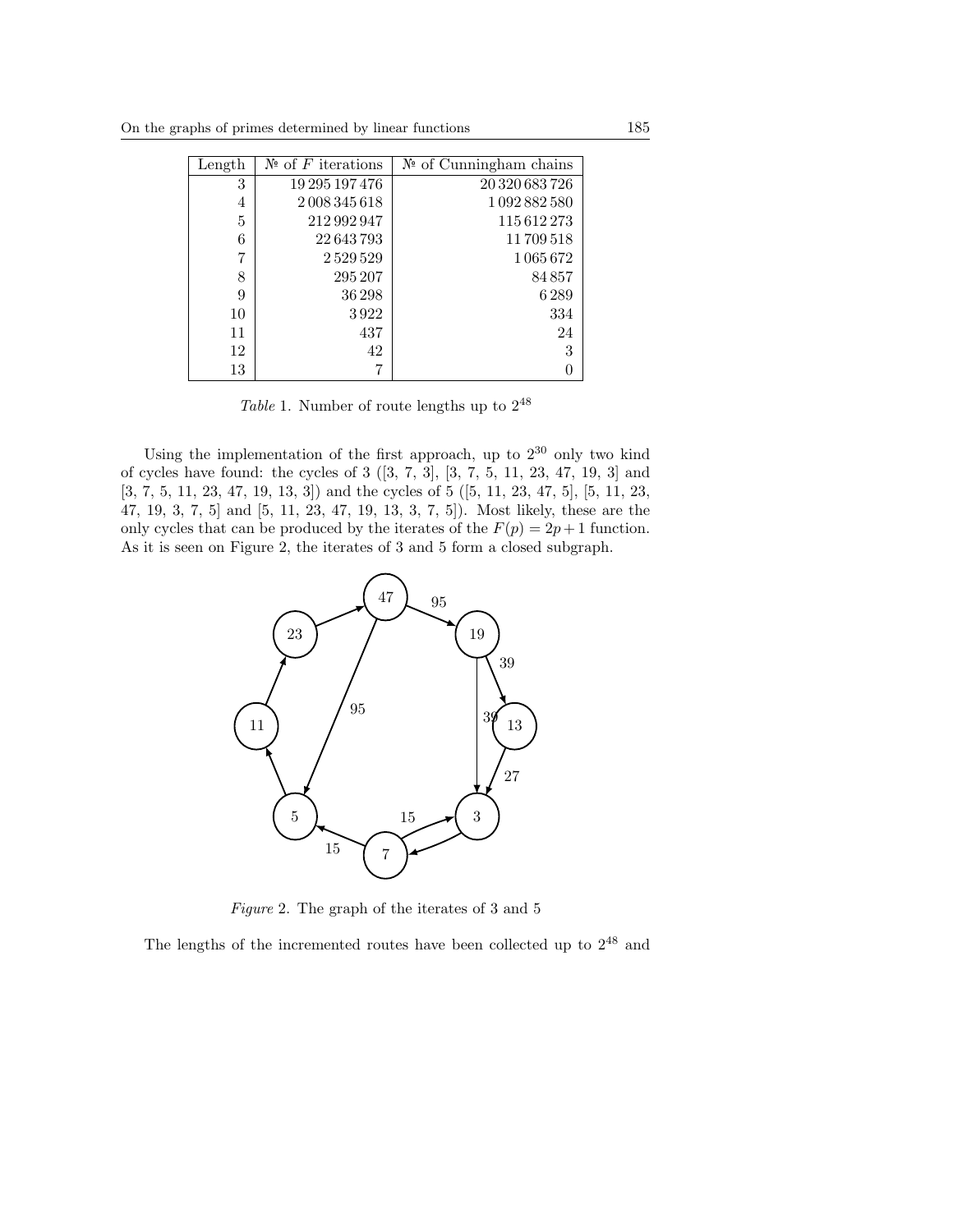| Length | № of $F$ iterations | № of Cunningham chains |
|---|---|---|
| 3 | 19 295 197 476 | 20 320 683 726 |
| 4 | 2 008 345 618 | 1 092 882 580 |
| 5 | 212 992 947 | 115 612 273 |
| 6 | 22 643 793 | 11 709 518 |
| 7 | 2 529 529 | 1 065 672 |
| 8 | 295 207 | 84 857 |
| 9 | 36 298 | 6 289 |
| 10 | 3 922 | 334 |
| 11 | 437 | 24 |
| 12 | 42 | 3 |
| 13 | 7 | 0 |

*Table* 1. Number of route lengths up to $2^{48}$

Using the implementation of the first approach, up to $2^{30}$ only two kind of cycles have found: the cycles of 3 ([3, 7, 3], [3, 7, 5, 11, 23, 47, 19, 3] and [3, 7, 5, 11, 23, 47, 19, 13, 3]) and the cycles of 5 ([5, 11, 23, 47, 5], [5, 11, 23, 47, 19, 3, 7, 5] and [5, 11, 23, 47, 19, 13, 3, 7, 5]). Most likely, these are the only cycles that can be produced by the iterates of the $F(p) = 2p + 1$ function. As it is seen on Figure 2, the iterates of 3 and 5 form a closed subgraph.

*Figure* 2. The graph of the iterates of 3 and 5

The lengths of the incremented routes have been collected up to $2^{48}$ and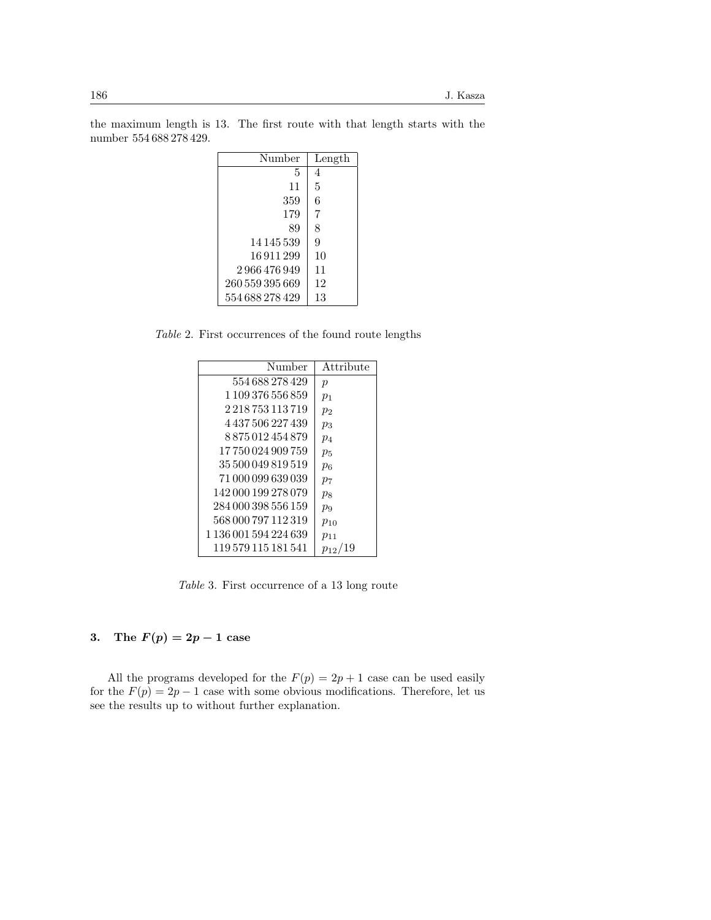the maximum length is 13. The first route with that length starts with the number 554 688 278 429.

| Number | Length |
|---:|---|
| 5 | 4 |
| 11 | 5 |
| 359 | 6 |
| 179 | 7 |
| 89 | 8 |
| 14 145 539 | 9 |
| 16 911 299 | 10 |
| 2 966 476 949 | 11 |
| 260 559 395 669 | 12 |
| 554 688 278 429 | 13 |

*Table* 2. First occurrences of the found route lengths

| Number | Attribute |
|---:|---|
| 554 688 278 429 | $p$ |
| 1 109 376 556 859 | $p_1$ |
| 2 218 753 113 719 | $p_2$ |
| 4 437 506 227 439 | $p_3$ |
| 8 875 012 454 879 | $p_4$ |
| 17 750 024 909 759 | $p_5$ |
| 35 500 049 819 519 | $p_6$ |
| 71 000 099 639 039 | $p_7$ |
| 142 000 199 278 079 | $p_8$ |
| 284 000 398 556 159 | $p_9$ |
| 568 000 797 112 319 | $p_{10}$ |
| 1 136 001 594 224 639 | $p_{11}$ |
| 119 579 115 181 541 | $p_{12}/19$ |

*Table* 3. First occurrence of a 13 long route

## 3. The $F(p) = 2p - 1$ case

All the programs developed for the $F(p) = 2p + 1$ case can be used easily for the $F(p) = 2p - 1$ case with some obvious modifications. Therefore, let us see the results up to without further explanation.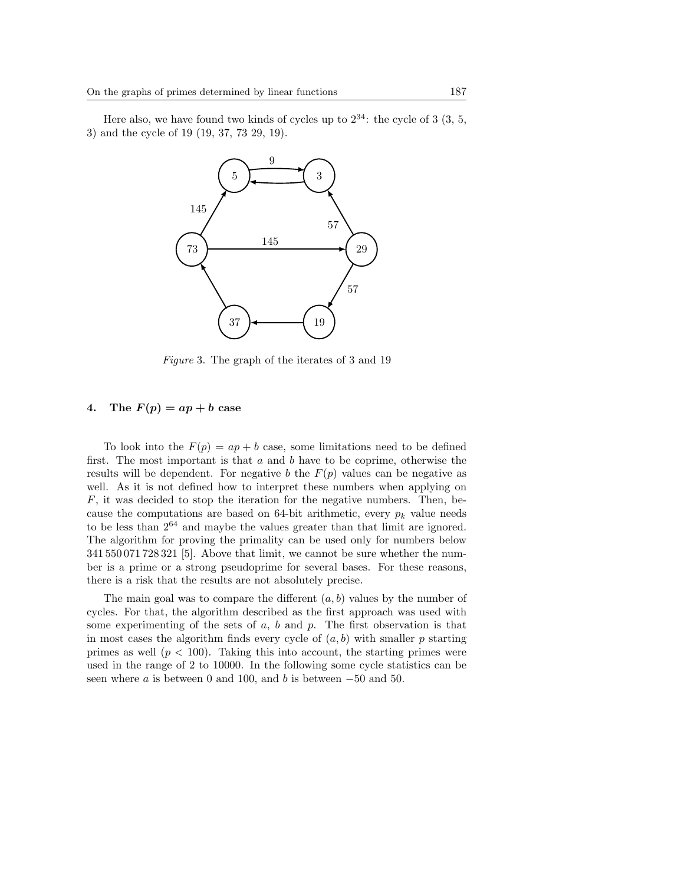Here also, we have found two kinds of cycles up to $2^{34}$: the cycle of 3 (3, 5, 3) and the cycle of 19 (19, 37, 73 29, 19).

*Figure* 3. The graph of the iterates of 3 and 19

## 4. The $F(p) = ap + b$ case

To look into the $F(p) = ap + b$ case, some limitations need to be defined first. The most important is that $a$ and $b$ have to be coprime, otherwise the results will be dependent. For negative $b$ the $F(p)$ values can be negative as well. As it is not defined how to interpret these numbers when applying on $F$, it was decided to stop the iteration for the negative numbers. Then, because the computations are based on 64-bit arithmetic, every $p_k$ value needs to be less than $2^{64}$ and maybe the values greater than that limit are ignored. The algorithm for proving the primality can be used only for numbers below 341 550 071 728 321 [5]. Above that limit, we cannot be sure whether the number is a prime or a strong pseudoprime for several bases. For these reasons, there is a risk that the results are not absolutely precise.

The main goal was to compare the different $(a, b)$ values by the number of cycles. For that, the algorithm described as the first approach was used with some experimenting of the sets of $a$, $b$ and $p$. The first observation is that in most cases the algorithm finds every cycle of $(a, b)$ with smaller $p$ starting primes as well ($p < 100$). Taking this into account, the starting primes were used in the range of 2 to 10000. In the following some cycle statistics can be seen where $a$ is between 0 and 100, and $b$ is between $-50$ and 50.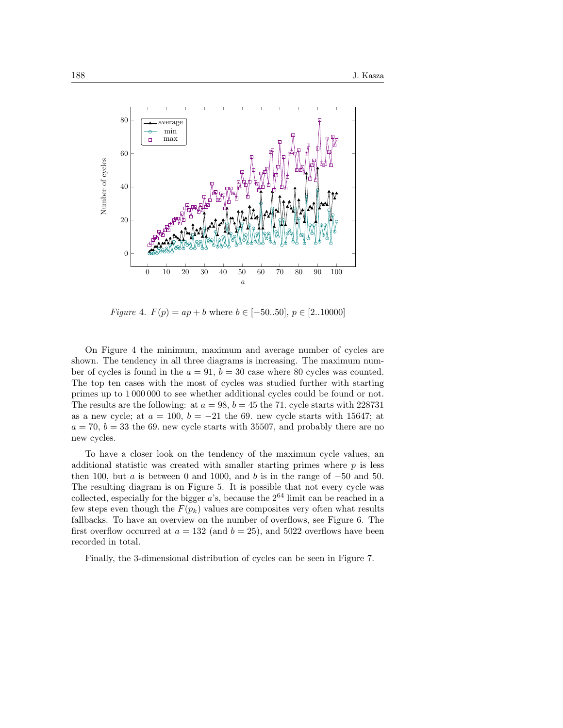*Figure 4.* $F(p) = ap + b$ where $b \in [-50..50]$, $p \in [2..10000]$

On Figure 4 the minimum, maximum and average number of cycles are shown. The tendency in all three diagrams is increasing. The maximum number of cycles is found in the $a = 91$, $b = 30$ case where 80 cycles was counted. The top ten cases with the most of cycles was studied further with starting primes up to 1 000 000 to see whether additional cycles could be found or not. The results are the following: at $a = 98$, $b = 45$ the 71. cycle starts with 228731 as a new cycle; at $a = 100$, $b = -21$ the 69. new cycle starts with 15647; at $a = 70$, $b = 33$ the 69. new cycle starts with 35507, and probably there are no new cycles.

To have a closer look on the tendency of the maximum cycle values, an additional statistic was created with smaller starting primes where $p$ is less then 100, but $a$ is between 0 and 1000, and $b$ is in the range of $-50$ and 50. The resulting diagram is on Figure 5. It is possible that not every cycle was collected, especially for the bigger $a$'s, because the $2^{64}$ limit can be reached in a few steps even though the $F(p_k)$ values are composites very often what results fallbacks. To have an overview on the number of overflows, see Figure 6. The first overflow occurred at $a = 132$ (and $b = 25$), and 5022 overflows have been recorded in total.

Finally, the 3-dimensional distribution of cycles can be seen in Figure 7.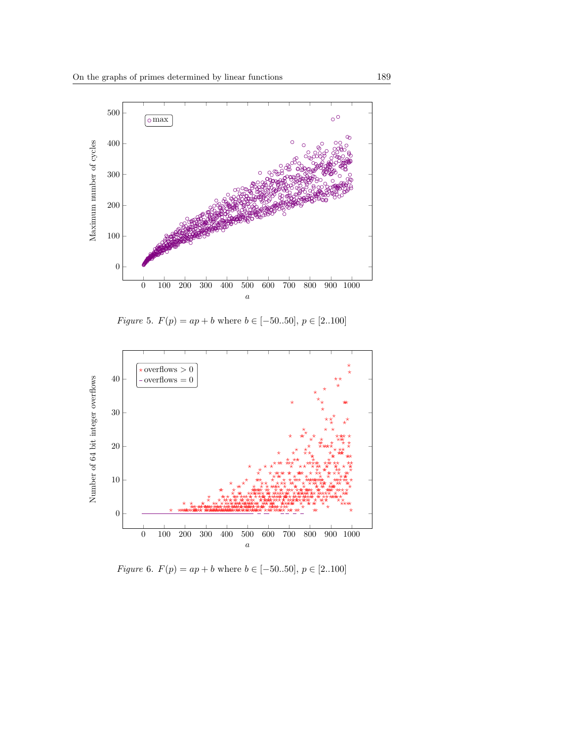*Figure* 5. $F(p) = ap + b$ where $b \in [-50..50]$, $p \in [2..100]$

*Figure* 6. $F(p) = ap + b$ where $b \in [-50..50]$, $p \in [2..100]$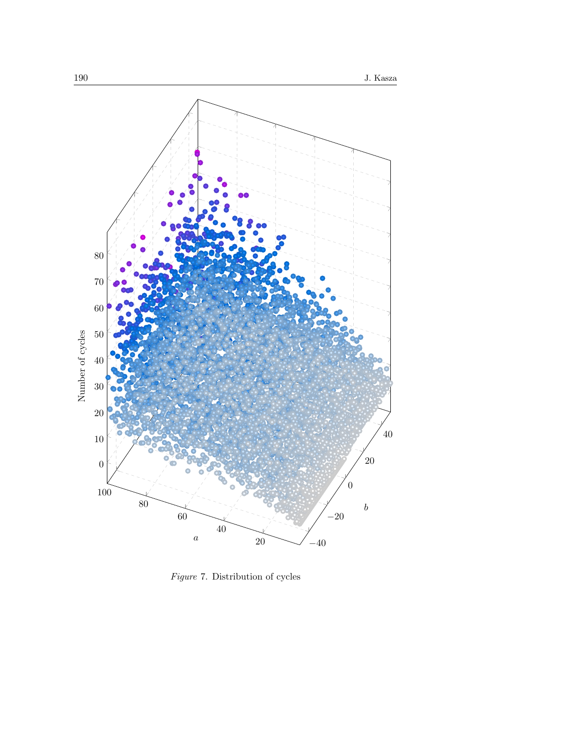*Figure* 7. Distribution of cycles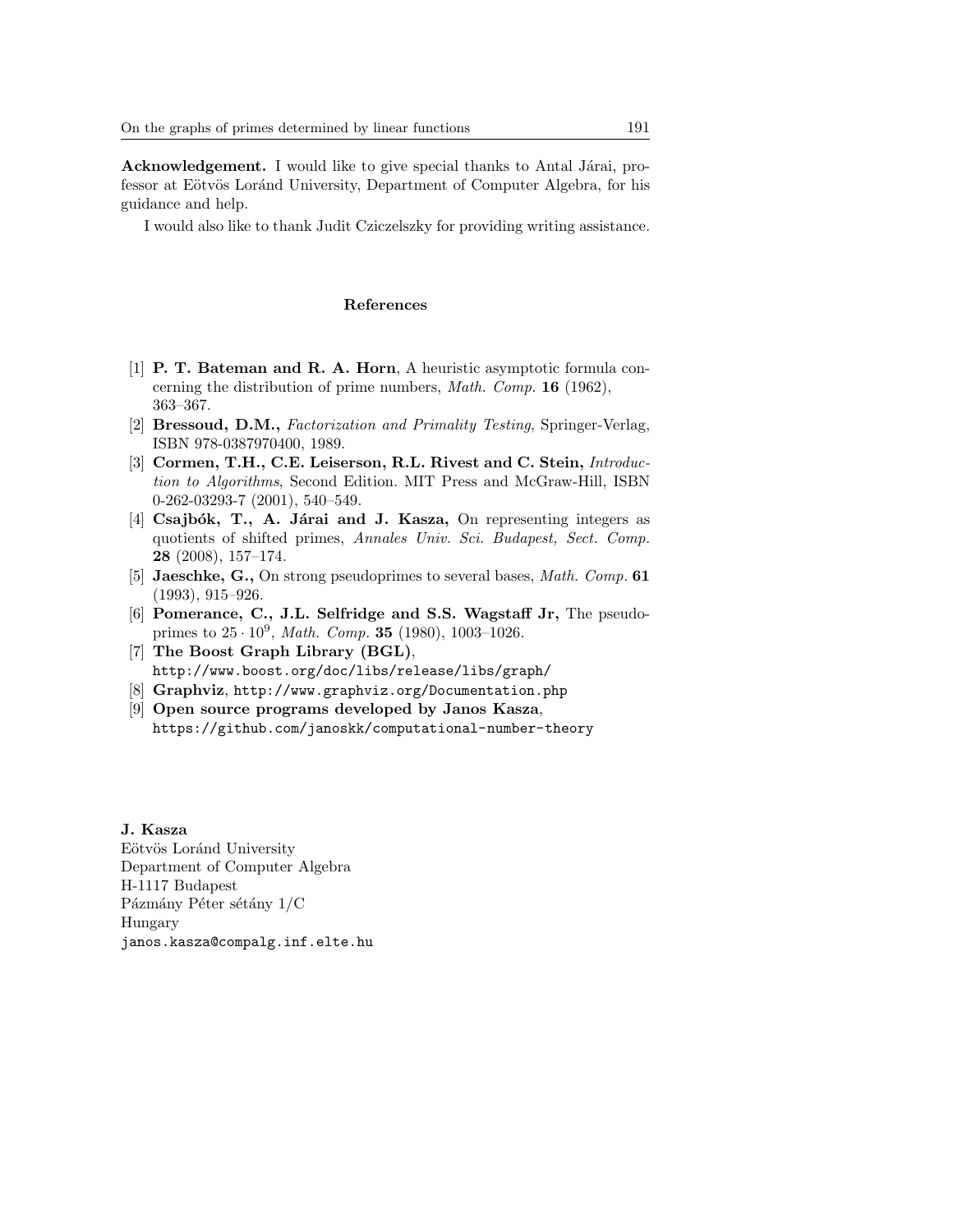**Acknowledgement.** I would like to give special thanks to Antal Járai, professor at Eötvös Loránd University, Department of Computer Algebra, for his guidance and help.

I would also like to thank Judit Cziczelszky for providing writing assistance.

## References

[1] **P. T. Bateman and R. A. Horn**, A heuristic asymptotic formula concerning the distribution of prime numbers, *Math. Comp.* **16** (1962), 363–367.

[2] **Bressoud, D.M.,** *Factorization and Primality Testing*, Springer-Verlag, ISBN 978-0387970400, 1989.

[3] **Cormen, T.H., C.E. Leiserson, R.L. Rivest and C. Stein,** *Introduction to Algorithms*, Second Edition. MIT Press and McGraw-Hill, ISBN 0-262-03293-7 (2001), 540–549.

[4] **Csajbók, T., A. Járai and J. Kasza,** On representing integers as quotients of shifted primes, *Annales Univ. Sci. Budapest, Sect. Comp.* **28** (2008), 157–174.

[5] **Jaeschke, G.,** On strong pseudoprimes to several bases, *Math. Comp.* **61** (1993), 915–926.

[6] **Pomerance, C., J.L. Selfridge and S.S. Wagstaff Jr,** The pseudoprimes to $25 \cdot 10^9$, *Math. Comp.* **35** (1980), 1003–1026.

[7] **The Boost Graph Library (BGL)**, http://www.boost.org/doc/libs/release/libs/graph/

[8] **Graphviz**, http://www.graphviz.org/Documentation.php

[9] **Open source programs developed by Janos Kasza**, https://github.com/janoskk/computational-number-theory

**J. Kasza**
Eötvös Loránd University
Department of Computer Algebra
H-1117 Budapest
Pázmány Péter sétány 1/C
Hungary
janos.kasza@compalg.inf.elte.hu